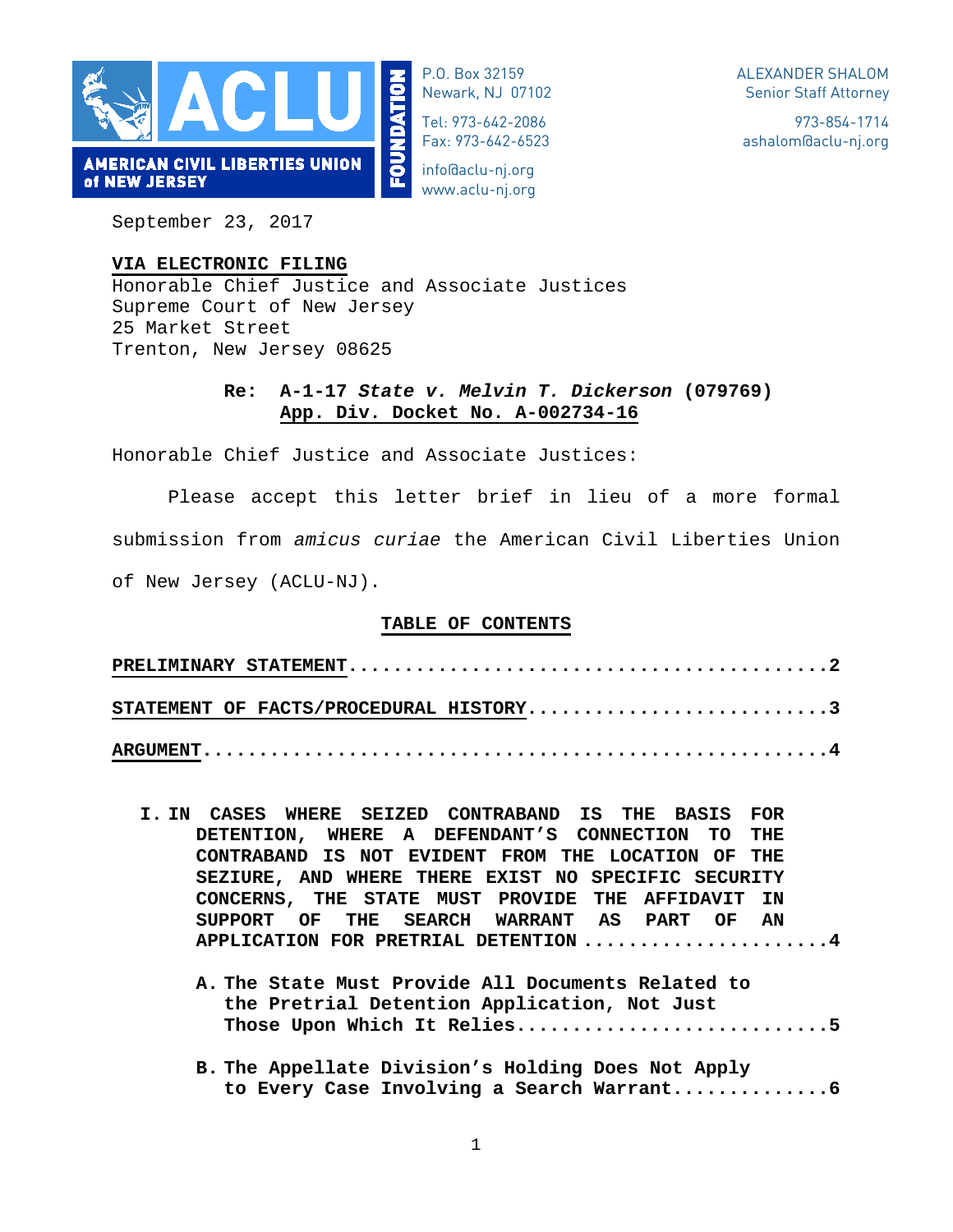AMERICAN CIVIL LIBERTIES UNION of NEW JERSEY FOUNDATION

P.O. Box 32159
Newark, NJ 07102

Tel: 973-642-2086
Fax: 973-642-6523

info@aclu-nj.org
www.aclu-nj.org

ALEXANDER SHALOM
Senior Staff Attorney

973-854-1714
ashalom@aclu-nj.org

September 23, 2017

**VIA ELECTRONIC FILING**
Honorable Chief Justice and Associate Justices
Supreme Court of New Jersey
25 Market Street
Trenton, New Jersey 08625

**Re: A-1-17 *State v. Melvin T. Dickerson* (079769)**
**App. Div. Docket No. A-002734-16**

Honorable Chief Justice and Associate Justices:

Please accept this letter brief in lieu of a more formal submission from *amicus curiae* the American Civil Liberties Union of New Jersey (ACLU-NJ).

## TABLE OF CONTENTS

**PRELIMINARY STATEMENT**......................................**2**

**STATEMENT OF FACTS/PROCEDURAL HISTORY**......................**3**

**ARGUMENT**....................................................**4**

**I. IN CASES WHERE SEIZED CONTRABAND IS THE BASIS FOR DETENTION, WHERE A DEFENDANT'S CONNECTION TO THE CONTRABAND IS NOT EVIDENT FROM THE LOCATION OF THE SEZIURE, AND WHERE THERE EXIST NO SPECIFIC SECURITY CONCERNS, THE STATE MUST PROVIDE THE AFFIDAVIT IN SUPPORT OF THE SEARCH WARRANT AS PART OF AN APPLICATION FOR PRETRIAL DETENTION** ......................**4**

**A. The State Must Provide All Documents Related to the Pretrial Detention Application, Not Just Those Upon Which It Relies**...........................**5**

**B. The Appellate Division's Holding Does Not Apply to Every Case Involving a Search Warrant**..............**6**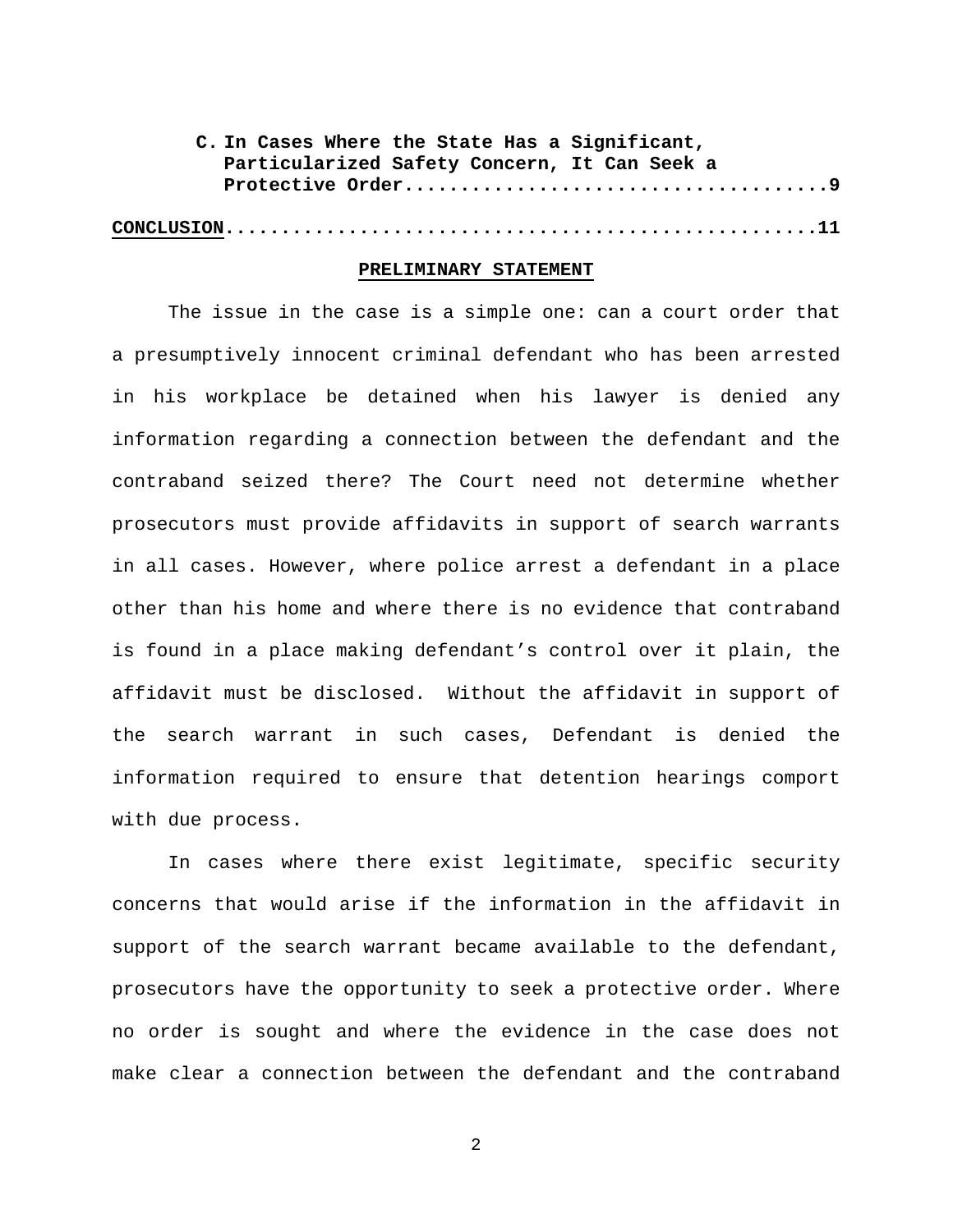**C. In Cases Where the State Has a Significant, Particularized Safety Concern, It Can Seek a Protective Order....................................9**

**CONCLUSION...................................................11**

## PRELIMINARY STATEMENT

The issue in the case is a simple one: can a court order that a presumptively innocent criminal defendant who has been arrested in his workplace be detained when his lawyer is denied any information regarding a connection between the defendant and the contraband seized there? The Court need not determine whether prosecutors must provide affidavits in support of search warrants in all cases. However, where police arrest a defendant in a place other than his home and where there is no evidence that contraband is found in a place making defendant's control over it plain, the affidavit must be disclosed. Without the affidavit in support of the search warrant in such cases, Defendant is denied the information required to ensure that detention hearings comport with due process.

In cases where there exist legitimate, specific security concerns that would arise if the information in the affidavit in support of the search warrant became available to the defendant, prosecutors have the opportunity to seek a protective order. Where no order is sought and where the evidence in the case does not make clear a connection between the defendant and the contraband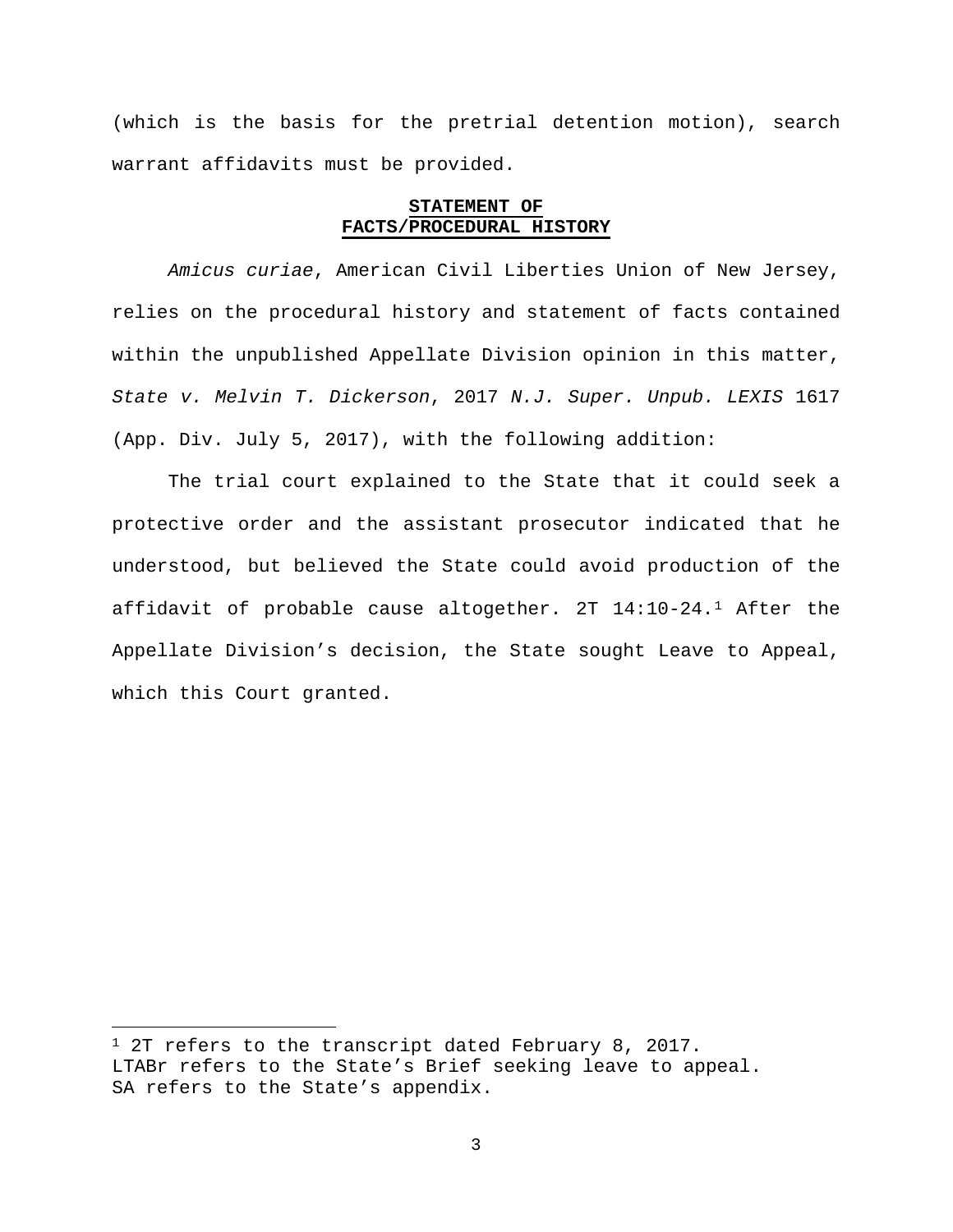(which is the basis for the pretrial detention motion), search warrant affidavits must be provided.

## STATEMENT OF FACTS/PROCEDURAL HISTORY

*Amicus curiae*, American Civil Liberties Union of New Jersey, relies on the procedural history and statement of facts contained within the unpublished Appellate Division opinion in this matter, *State v. Melvin T. Dickerson*, 2017 *N.J. Super. Unpub. LEXIS* 1617 (App. Div. July 5, 2017), with the following addition:

The trial court explained to the State that it could seek a protective order and the assistant prosecutor indicated that he understood, but believed the State could avoid production of the affidavit of probable cause altogether. 2T 14:10-24.[1] After the Appellate Division's decision, the State sought Leave to Appeal, which this Court granted.

---

[1] 2T refers to the transcript dated February 8, 2017.
LTABr refers to the State's Brief seeking leave to appeal.
SA refers to the State's appendix.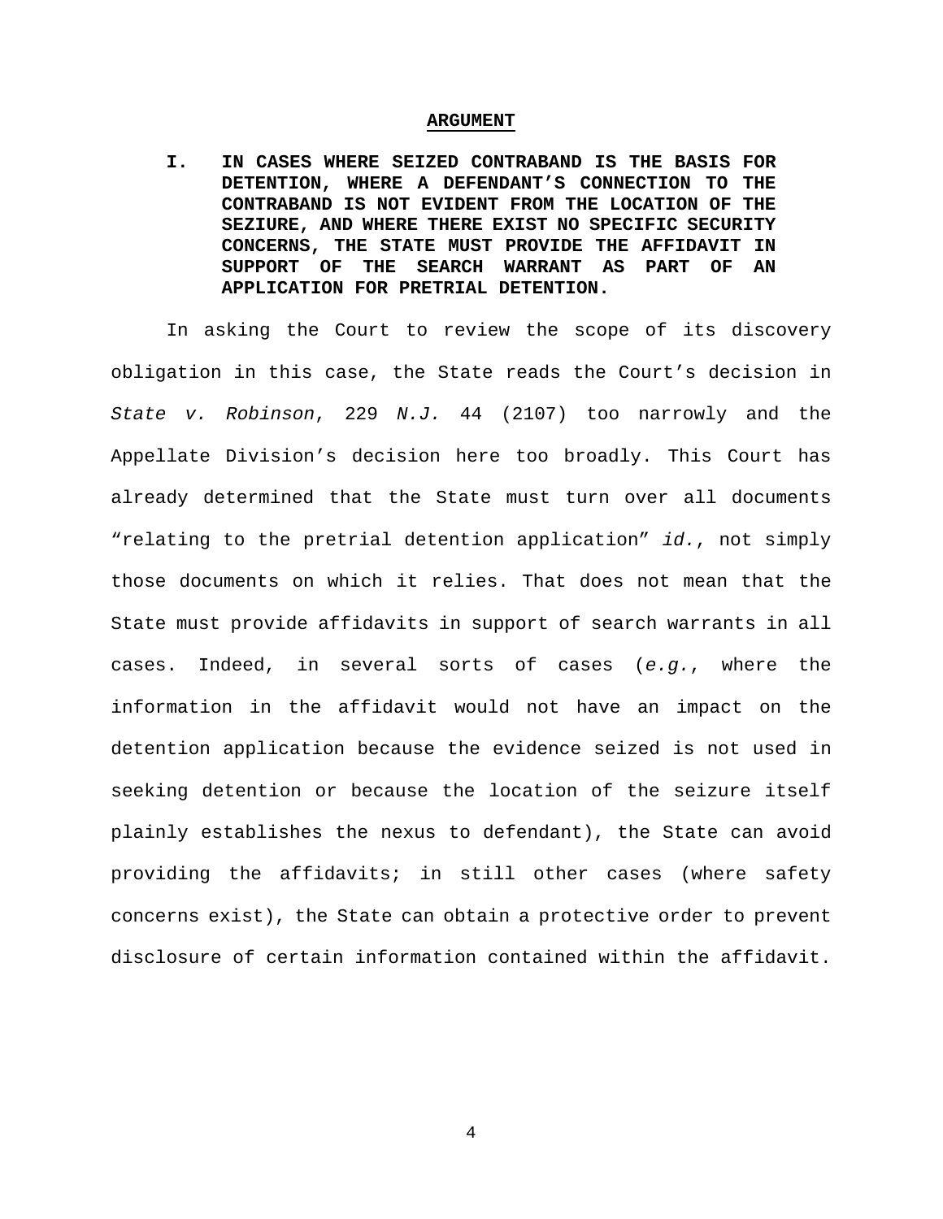## ARGUMENT

**I. IN CASES WHERE SEIZED CONTRABAND IS THE BASIS FOR DETENTION, WHERE A DEFENDANT'S CONNECTION TO THE CONTRABAND IS NOT EVIDENT FROM THE LOCATION OF THE SEZIURE, AND WHERE THERE EXIST NO SPECIFIC SECURITY CONCERNS, THE STATE MUST PROVIDE THE AFFIDAVIT IN SUPPORT OF THE SEARCH WARRANT AS PART OF AN APPLICATION FOR PRETRIAL DETENTION.**

In asking the Court to review the scope of its discovery obligation in this case, the State reads the Court's decision in *State v. Robinson*, 229 *N.J.* 44 (2107) too narrowly and the Appellate Division's decision here too broadly. This Court has already determined that the State must turn over all documents "relating to the pretrial detention application" *id.*, not simply those documents on which it relies. That does not mean that the State must provide affidavits in support of search warrants in all cases. Indeed, in several sorts of cases (*e.g.*, where the information in the affidavit would not have an impact on the detention application because the evidence seized is not used in seeking detention or because the location of the seizure itself plainly establishes the nexus to defendant), the State can avoid providing the affidavits; in still other cases (where safety concerns exist), the State can obtain a protective order to prevent disclosure of certain information contained within the affidavit.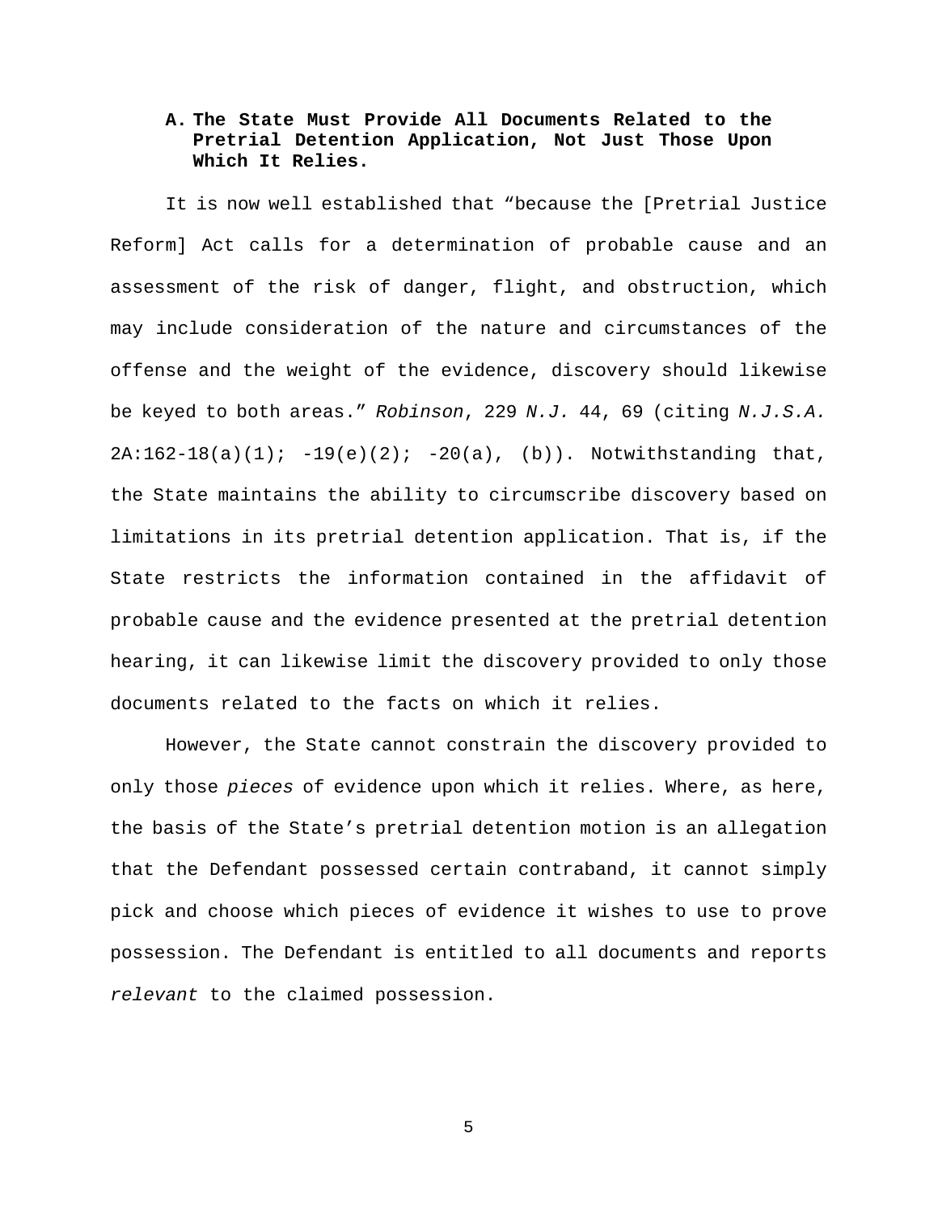### A. The State Must Provide All Documents Related to the Pretrial Detention Application, Not Just Those Upon Which It Relies.

It is now well established that "because the [Pretrial Justice Reform] Act calls for a determination of probable cause and an assessment of the risk of danger, flight, and obstruction, which may include consideration of the nature and circumstances of the offense and the weight of the evidence, discovery should likewise be keyed to both areas." *Robinson*, 229 *N.J.* 44, 69 (citing *N.J.S.A.* 2A:162-18(a)(1); -19(e)(2); -20(a), (b)). Notwithstanding that, the State maintains the ability to circumscribe discovery based on limitations in its pretrial detention application. That is, if the State restricts the information contained in the affidavit of probable cause and the evidence presented at the pretrial detention hearing, it can likewise limit the discovery provided to only those documents related to the facts on which it relies.

However, the State cannot constrain the discovery provided to only those *pieces* of evidence upon which it relies. Where, as here, the basis of the State's pretrial detention motion is an allegation that the Defendant possessed certain contraband, it cannot simply pick and choose which pieces of evidence it wishes to use to prove possession. The Defendant is entitled to all documents and reports *relevant* to the claimed possession.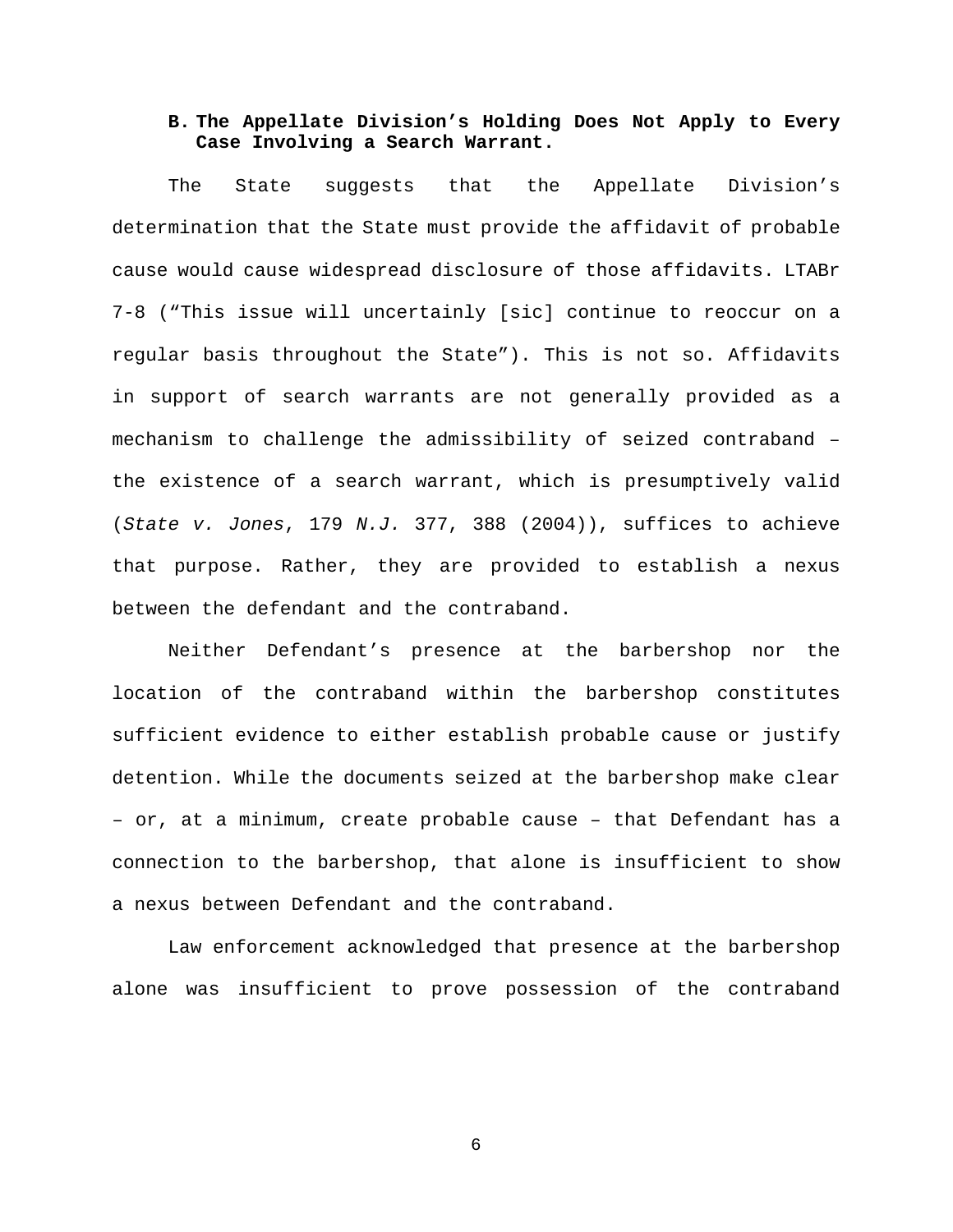### B. The Appellate Division's Holding Does Not Apply to Every Case Involving a Search Warrant.

The State suggests that the Appellate Division's determination that the State must provide the affidavit of probable cause would cause widespread disclosure of those affidavits. LTABr 7-8 ("This issue will uncertainly [sic] continue to reoccur on a regular basis throughout the State"). This is not so. Affidavits in support of search warrants are not generally provided as a mechanism to challenge the admissibility of seized contraband – the existence of a search warrant, which is presumptively valid (*State v. Jones*, 179 *N.J.* 377, 388 (2004)), suffices to achieve that purpose. Rather, they are provided to establish a nexus between the defendant and the contraband.

Neither Defendant's presence at the barbershop nor the location of the contraband within the barbershop constitutes sufficient evidence to either establish probable cause or justify detention. While the documents seized at the barbershop make clear – or, at a minimum, create probable cause – that Defendant has a connection to the barbershop, that alone is insufficient to show a nexus between Defendant and the contraband.

Law enforcement acknowledged that presence at the barbershop alone was insufficient to prove possession of the contraband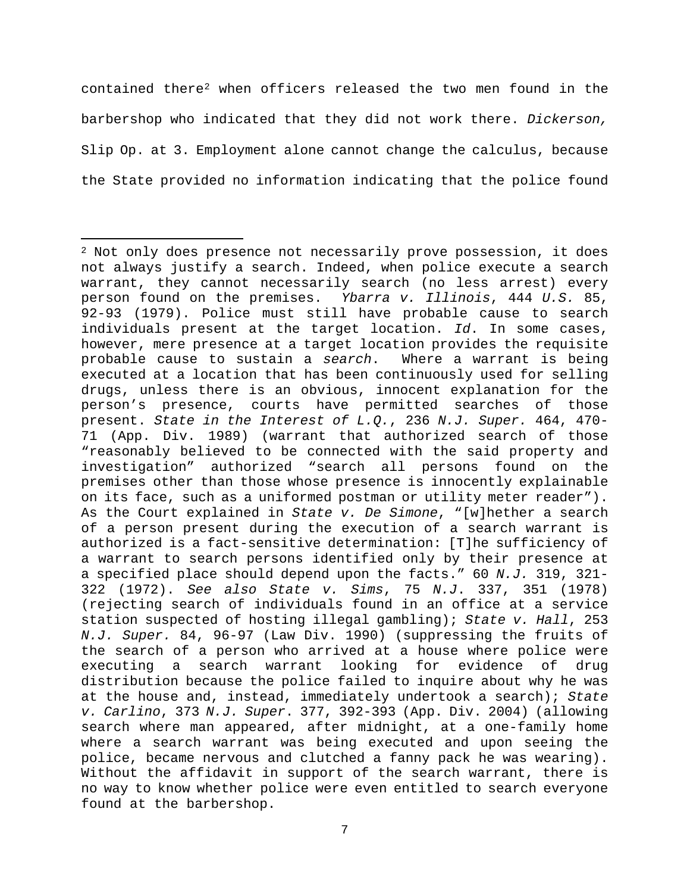contained there[2] when officers released the two men found in the barbershop who indicated that they did not work there. *Dickerson,* Slip Op. at 3. Employment alone cannot change the calculus, because the State provided no information indicating that the police found

---

[2] Not only does presence not necessarily prove possession, it does not always justify a search. Indeed, when police execute a search warrant, they cannot necessarily search (no less arrest) every person found on the premises. *Ybarra v. Illinois*, 444 *U.S.* 85, 92-93 (1979). Police must still have probable cause to search individuals present at the target location. *Id*. In some cases, however, mere presence at a target location provides the requisite probable cause to sustain a *search*. Where a warrant is being executed at a location that has been continuously used for selling drugs, unless there is an obvious, innocent explanation for the person's presence, courts have permitted searches of those present. *State in the Interest of L.Q.*, 236 *N.J. Super.* 464, 470-71 (App. Div. 1989) (warrant that authorized search of those "reasonably believed to be connected with the said property and investigation" authorized "search all persons found on the premises other than those whose presence is innocently explainable on its face, such as a uniformed postman or utility meter reader"). As the Court explained in *State v. De Simone*, "[w]hether a search of a person present during the execution of a search warrant is authorized is a fact-sensitive determination: [T]he sufficiency of a warrant to search persons identified only by their presence at a specified place should depend upon the facts." 60 *N.J.* 319, 321-322 (1972). *See also State v. Sims*, 75 *N.J*. 337, 351 (1978) (rejecting search of individuals found in an office at a service station suspected of hosting illegal gambling); *State v. Hall*, 253 *N.J. Super.* 84, 96-97 (Law Div. 1990) (suppressing the fruits of the search of a person who arrived at a house where police were executing a search warrant looking for evidence of drug distribution because the police failed to inquire about why he was at the house and, instead, immediately undertook a search); *State v. Carlino*, 373 *N.J. Super*. 377, 392-393 (App. Div. 2004) (allowing search where man appeared, after midnight, at a one-family home where a search warrant was being executed and upon seeing the police, became nervous and clutched a fanny pack he was wearing). Without the affidavit in support of the search warrant, there is no way to know whether police were even entitled to search everyone found at the barbershop.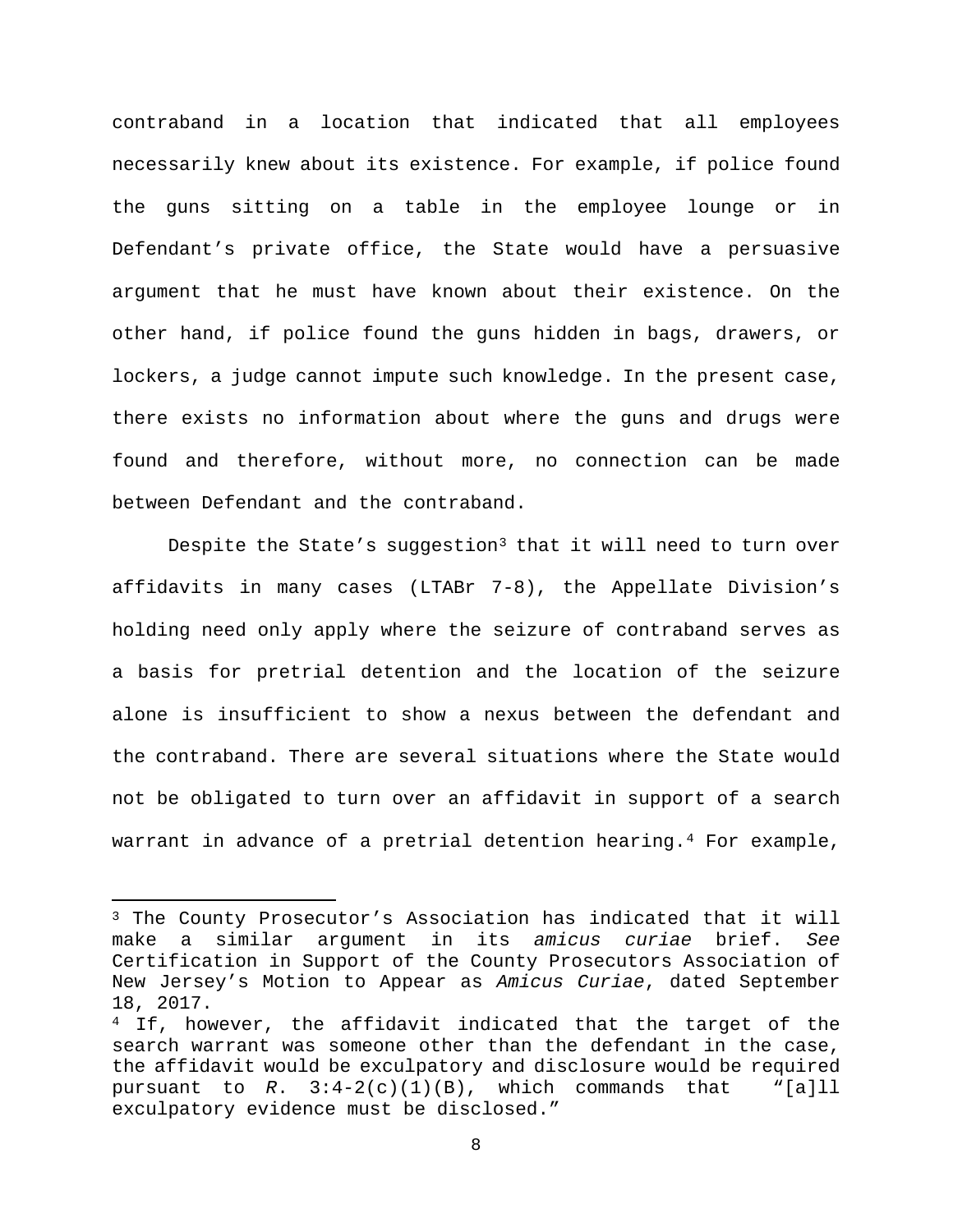contraband in a location that indicated that all employees necessarily knew about its existence. For example, if police found the guns sitting on a table in the employee lounge or in Defendant's private office, the State would have a persuasive argument that he must have known about their existence. On the other hand, if police found the guns hidden in bags, drawers, or lockers, a judge cannot impute such knowledge. In the present case, there exists no information about where the guns and drugs were found and therefore, without more, no connection can be made between Defendant and the contraband.

Despite the State's suggestion[3] that it will need to turn over affidavits in many cases (LTABr 7-8), the Appellate Division's holding need only apply where the seizure of contraband serves as a basis for pretrial detention and the location of the seizure alone is insufficient to show a nexus between the defendant and the contraband. There are several situations where the State would not be obligated to turn over an affidavit in support of a search warrant in advance of a pretrial detention hearing.[4] For example,

---

[3] The County Prosecutor's Association has indicated that it will make a similar argument in its *amicus curiae* brief. *See* Certification in Support of the County Prosecutors Association of New Jersey's Motion to Appear as *Amicus Curiae*, dated September 18, 2017.

[4] If, however, the affidavit indicated that the target of the search warrant was someone other than the defendant in the case, the affidavit would be exculpatory and disclosure would be required pursuant to *R.* 3:4-2(c)(1)(B), which commands that "[a]ll exculpatory evidence must be disclosed."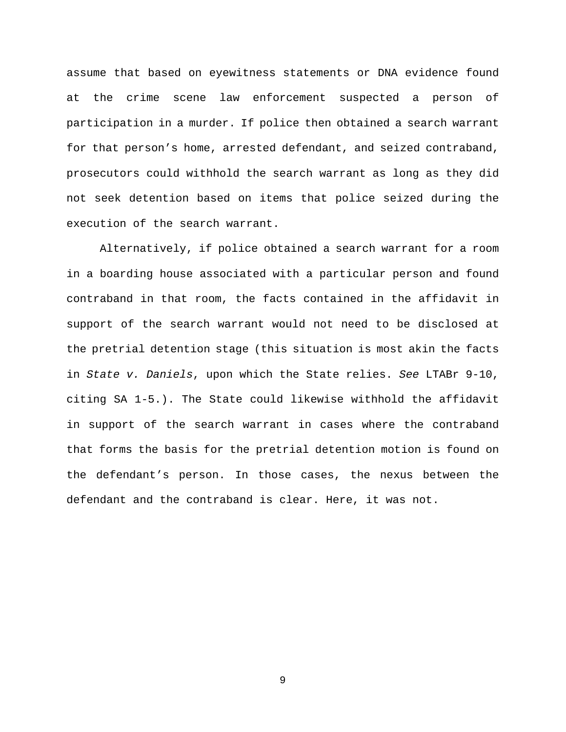assume that based on eyewitness statements or DNA evidence found at the crime scene law enforcement suspected a person of participation in a murder. If police then obtained a search warrant for that person’s home, arrested defendant, and seized contraband, prosecutors could withhold the search warrant as long as they did not seek detention based on items that police seized during the execution of the search warrant.

Alternatively, if police obtained a search warrant for a room in a boarding house associated with a particular person and found contraband in that room, the facts contained in the affidavit in support of the search warrant would not need to be disclosed at the pretrial detention stage (this situation is most akin the facts in *State v. Daniels*, upon which the State relies. *See* LTABr 9-10, citing SA 1-5.). The State could likewise withhold the affidavit in support of the search warrant in cases where the contraband that forms the basis for the pretrial detention motion is found on the defendant’s person. In those cases, the nexus between the defendant and the contraband is clear. Here, it was not.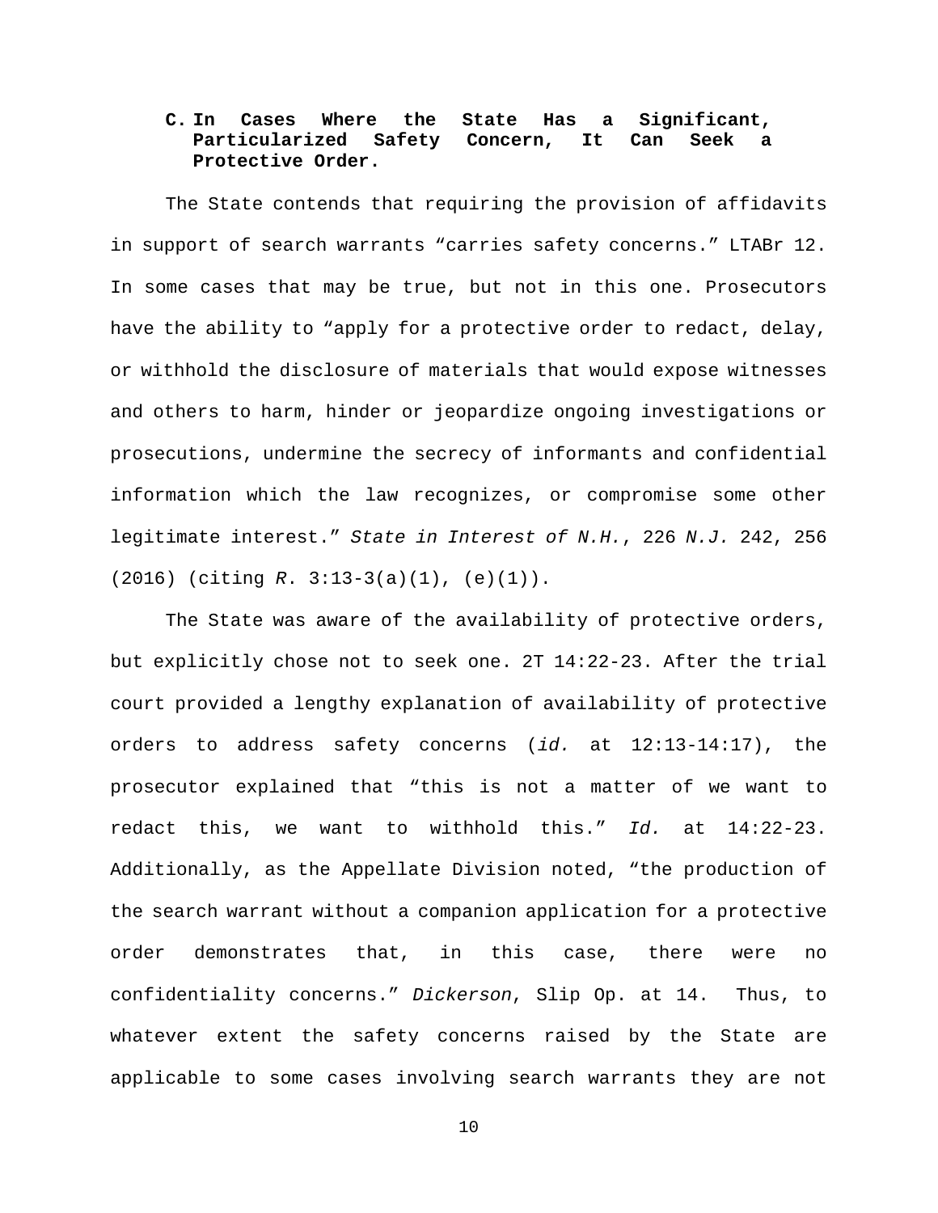### C. In Cases Where the State Has a Significant, Particularized Safety Concern, It Can Seek a Protective Order.

The State contends that requiring the provision of affidavits in support of search warrants "carries safety concerns." LTABr 12. In some cases that may be true, but not in this one. Prosecutors have the ability to "apply for a protective order to redact, delay, or withhold the disclosure of materials that would expose witnesses and others to harm, hinder or jeopardize ongoing investigations or prosecutions, undermine the secrecy of informants and confidential information which the law recognizes, or compromise some other legitimate interest." *State in Interest of N.H.*, 226 *N.J.* 242, 256 (2016) (citing *R*. 3:13-3(a)(1), (e)(1)).

The State was aware of the availability of protective orders, but explicitly chose not to seek one. 2T 14:22-23. After the trial court provided a lengthy explanation of availability of protective orders to address safety concerns (*id.* at 12:13-14:17), the prosecutor explained that "this is not a matter of we want to redact this, we want to withhold this." *Id.* at 14:22-23. Additionally, as the Appellate Division noted, "the production of the search warrant without a companion application for a protective order demonstrates that, in this case, there were no confidentiality concerns." *Dickerson*, Slip Op. at 14. Thus, to whatever extent the safety concerns raised by the State are applicable to some cases involving search warrants they are not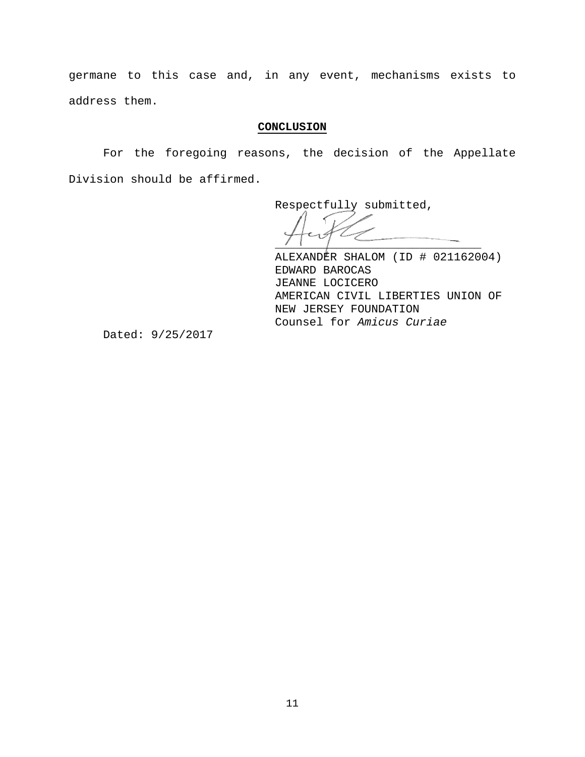germane to this case and, in any event, mechanisms exists to address them.

## **CONCLUSION**

For the foregoing reasons, the decision of the Appellate Division should be affirmed.

Respectfully submitted,

ALEXANDER SHALOM (ID # 021162004)
EDWARD BAROCAS
JEANNE LOCICERO
AMERICAN CIVIL LIBERTIES UNION OF NEW JERSEY FOUNDATION
Counsel for *Amicus Curiae*

Dated: 9/25/2017